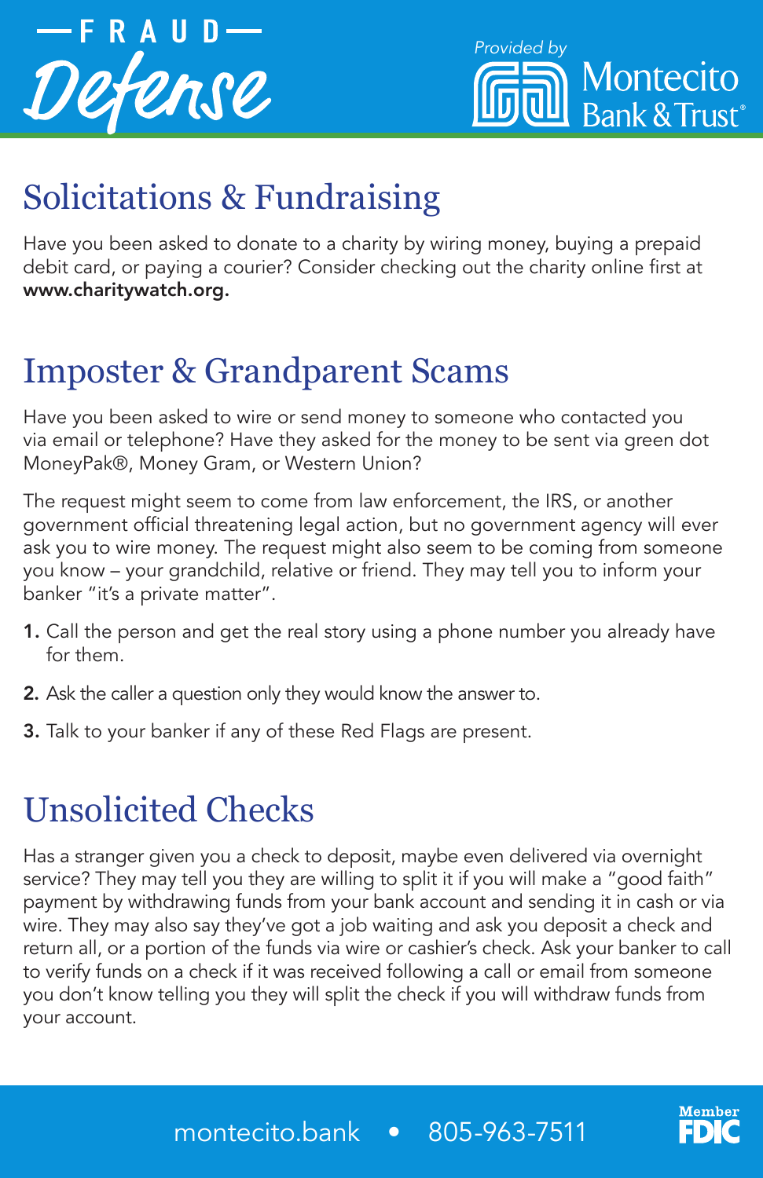# FRAUD Defense

Provided by Montecito Bank & Trust®

## Solicitations & Fundraising

Have you been asked to donate to a charity by wiring money, buying a prepaid debit card, or paying a courier? Consider checking out the charity online first at **www.charitywatch.org.**

## Imposter & Grandparent Scams

Have you been asked to wire or send money to someone who contacted you via email or telephone? Have they asked for the money to be sent via green dot MoneyPak®, Money Gram, or Western Union?

The request might seem to come from law enforcement, the IRS, or another government official threatening legal action, but no government agency will ever ask you to wire money. The request might also seem to be coming from someone you know – your grandchild, relative or friend. They may tell you to inform your banker "it's a private matter".

1. Call the person and get the real story using a phone number you already have for them.
2. Ask the caller a question only they would know the answer to.
3. Talk to your banker if any of these Red Flags are present.

## Unsolicited Checks

Has a stranger given you a check to deposit, maybe even delivered via overnight service? They may tell you they are willing to split it if you will make a "good faith" payment by withdrawing funds from your bank account and sending it in cash or via wire. They may also say they've got a job waiting and ask you deposit a check and return all, or a portion of the funds via wire or cashier's check. Ask your banker to call to verify funds on a check if it was received following a call or email from someone you don't know telling you they will split the check if you will withdraw funds from your account.

montecito.bank • 805-963-7511

Member FDIC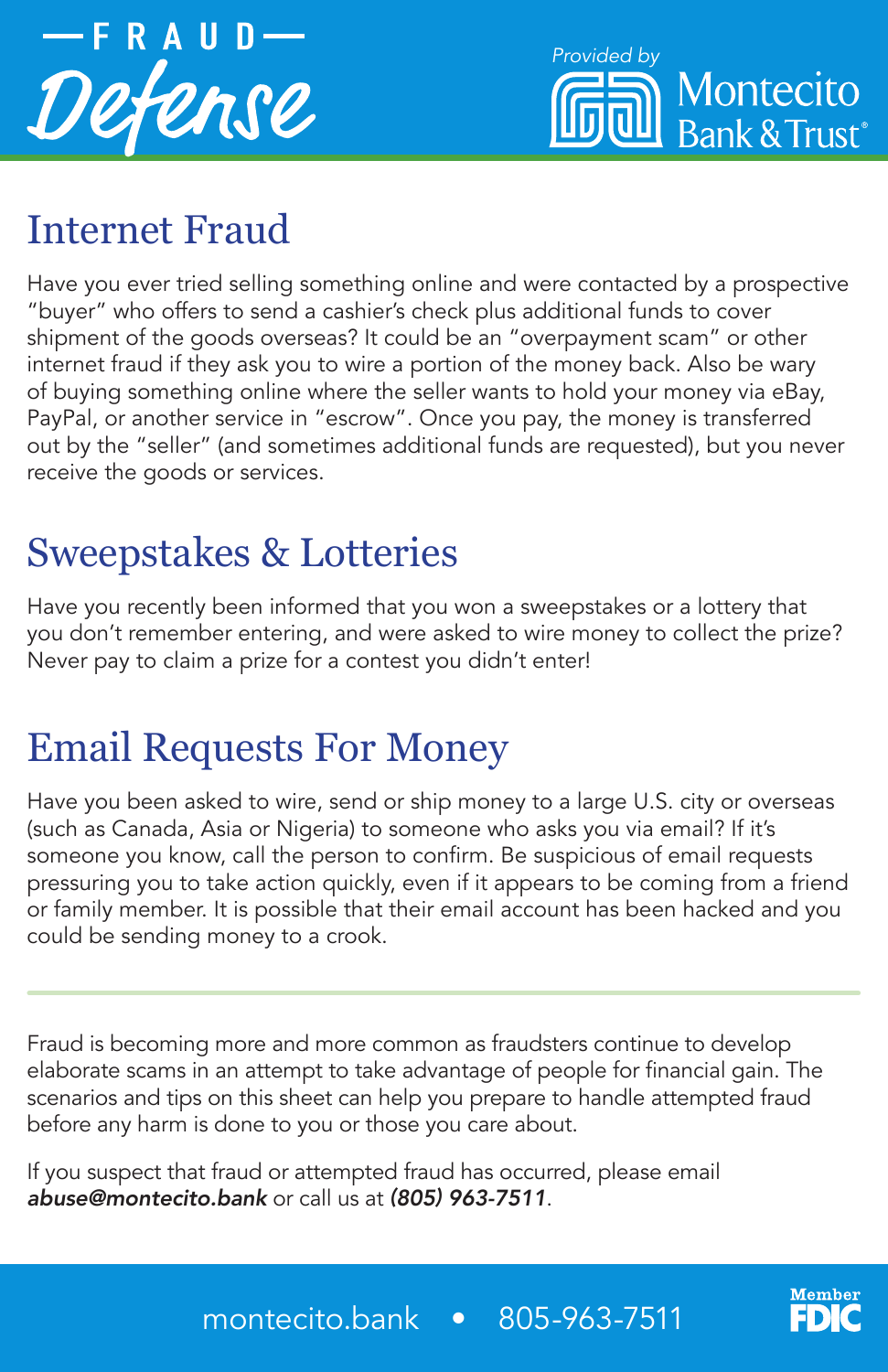# FRAUD Defense

Provided by Montecito Bank & Trust®

## Internet Fraud

Have you ever tried selling something online and were contacted by a prospective "buyer" who offers to send a cashier's check plus additional funds to cover shipment of the goods overseas? It could be an "overpayment scam" or other internet fraud if they ask you to wire a portion of the money back. Also be wary of buying something online where the seller wants to hold your money via eBay, PayPal, or another service in "escrow". Once you pay, the money is transferred out by the "seller" (and sometimes additional funds are requested), but you never receive the goods or services.

## Sweepstakes & Lotteries

Have you recently been informed that you won a sweepstakes or a lottery that you don't remember entering, and were asked to wire money to collect the prize? Never pay to claim a prize for a contest you didn't enter!

## Email Requests For Money

Have you been asked to wire, send or ship money to a large U.S. city or overseas (such as Canada, Asia or Nigeria) to someone who asks you via email? If it's someone you know, call the person to confirm. Be suspicious of email requests pressuring you to take action quickly, even if it appears to be coming from a friend or family member. It is possible that their email account has been hacked and you could be sending money to a crook.

---

Fraud is becoming more and more common as fraudsters continue to develop elaborate scams in an attempt to take advantage of people for financial gain. The scenarios and tips on this sheet can help you prepare to handle attempted fraud before any harm is done to you or those you care about.

If you suspect that fraud or attempted fraud has occurred, please email ***abuse@montecito.bank*** or call us at ***(805) 963-7511***.

montecito.bank • 805-963-7511

Member FDIC